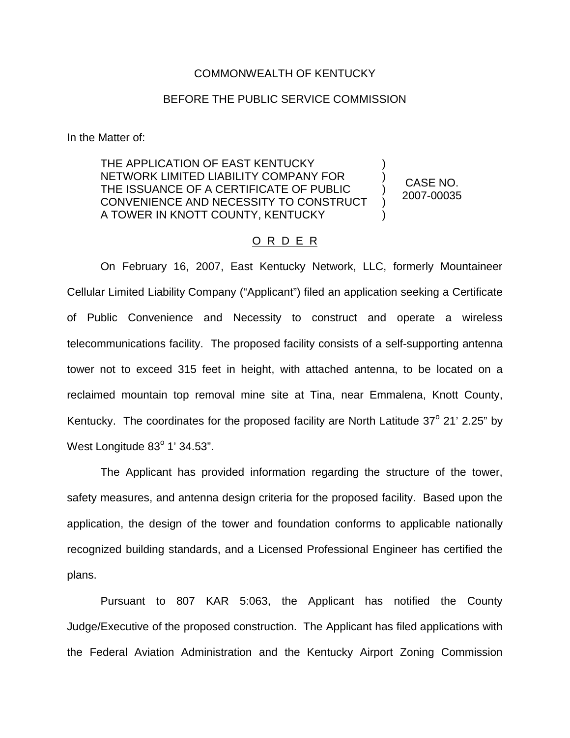COMMONWEALTH OF KENTUCKY

BEFORE THE PUBLIC SERVICE COMMISSION

In the Matter of:

| | | |
|---|---|---|
| THE APPLICATION OF EAST KENTUCKY NETWORK LIMITED LIABILITY COMPANY FOR THE ISSUANCE OF A CERTIFICATE OF PUBLIC CONVENIENCE AND NECESSITY TO CONSTRUCT A TOWER IN KNOTT COUNTY, KENTUCKY | ) ) ) ) ) | CASE NO. 2007-00035 |

O R D E R

On February 16, 2007, East Kentucky Network, LLC, formerly Mountaineer Cellular Limited Liability Company ("Applicant") filed an application seeking a Certificate of Public Convenience and Necessity to construct and operate a wireless telecommunications facility. The proposed facility consists of a self-supporting antenna tower not to exceed 315 feet in height, with attached antenna, to be located on a reclaimed mountain top removal mine site at Tina, near Emmalena, Knott County, Kentucky. The coordinates for the proposed facility are North Latitude 37° 21' 2.25" by West Longitude 83° 1' 34.53".

The Applicant has provided information regarding the structure of the tower, safety measures, and antenna design criteria for the proposed facility. Based upon the application, the design of the tower and foundation conforms to applicable nationally recognized building standards, and a Licensed Professional Engineer has certified the plans.

Pursuant to 807 KAR 5:063, the Applicant has notified the County Judge/Executive of the proposed construction. The Applicant has filed applications with the Federal Aviation Administration and the Kentucky Airport Zoning Commission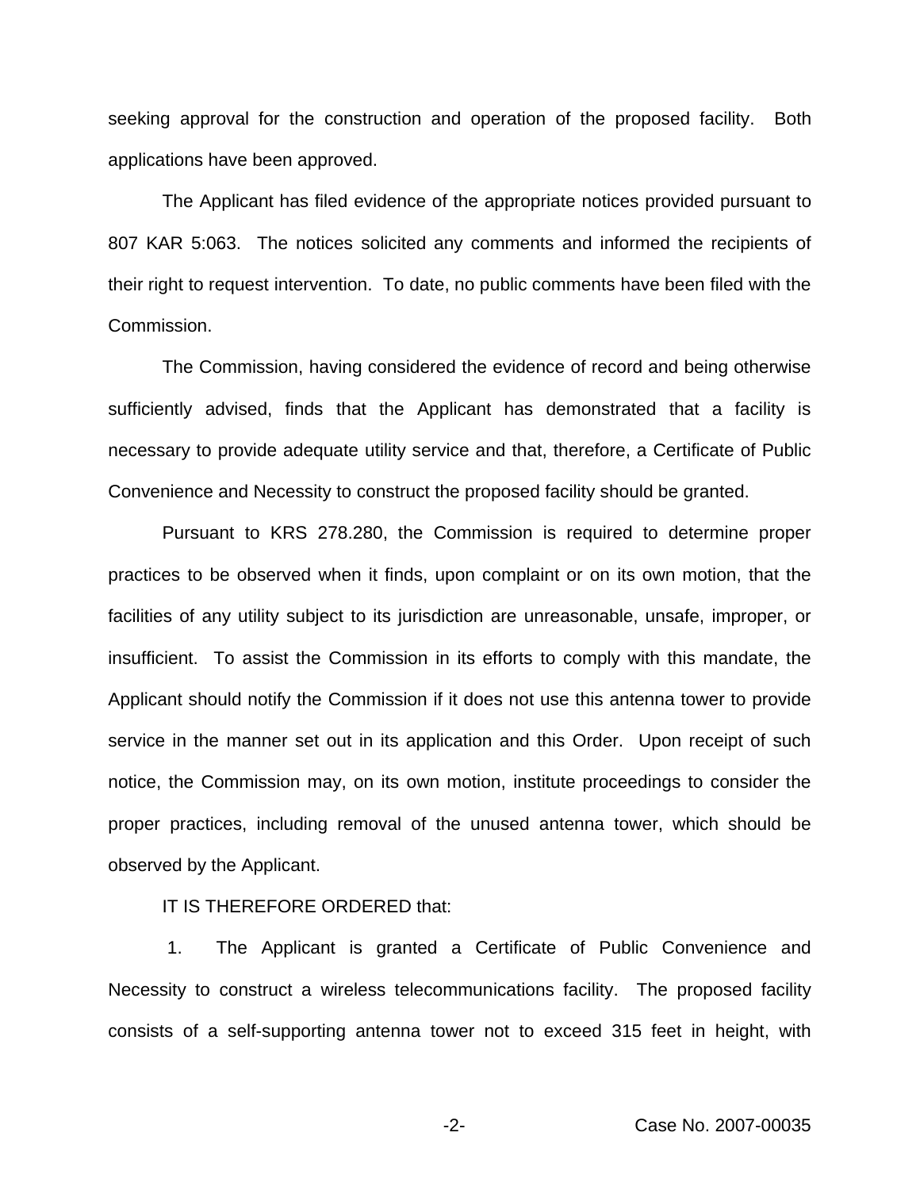seeking approval for the construction and operation of the proposed facility. Both applications have been approved.

The Applicant has filed evidence of the appropriate notices provided pursuant to 807 KAR 5:063. The notices solicited any comments and informed the recipients of their right to request intervention. To date, no public comments have been filed with the Commission.

The Commission, having considered the evidence of record and being otherwise sufficiently advised, finds that the Applicant has demonstrated that a facility is necessary to provide adequate utility service and that, therefore, a Certificate of Public Convenience and Necessity to construct the proposed facility should be granted.

Pursuant to KRS 278.280, the Commission is required to determine proper practices to be observed when it finds, upon complaint or on its own motion, that the facilities of any utility subject to its jurisdiction are unreasonable, unsafe, improper, or insufficient. To assist the Commission in its efforts to comply with this mandate, the Applicant should notify the Commission if it does not use this antenna tower to provide service in the manner set out in its application and this Order. Upon receipt of such notice, the Commission may, on its own motion, institute proceedings to consider the proper practices, including removal of the unused antenna tower, which should be observed by the Applicant.

IT IS THEREFORE ORDERED that:

1. The Applicant is granted a Certificate of Public Convenience and Necessity to construct a wireless telecommunications facility. The proposed facility consists of a self-supporting antenna tower not to exceed 315 feet in height, with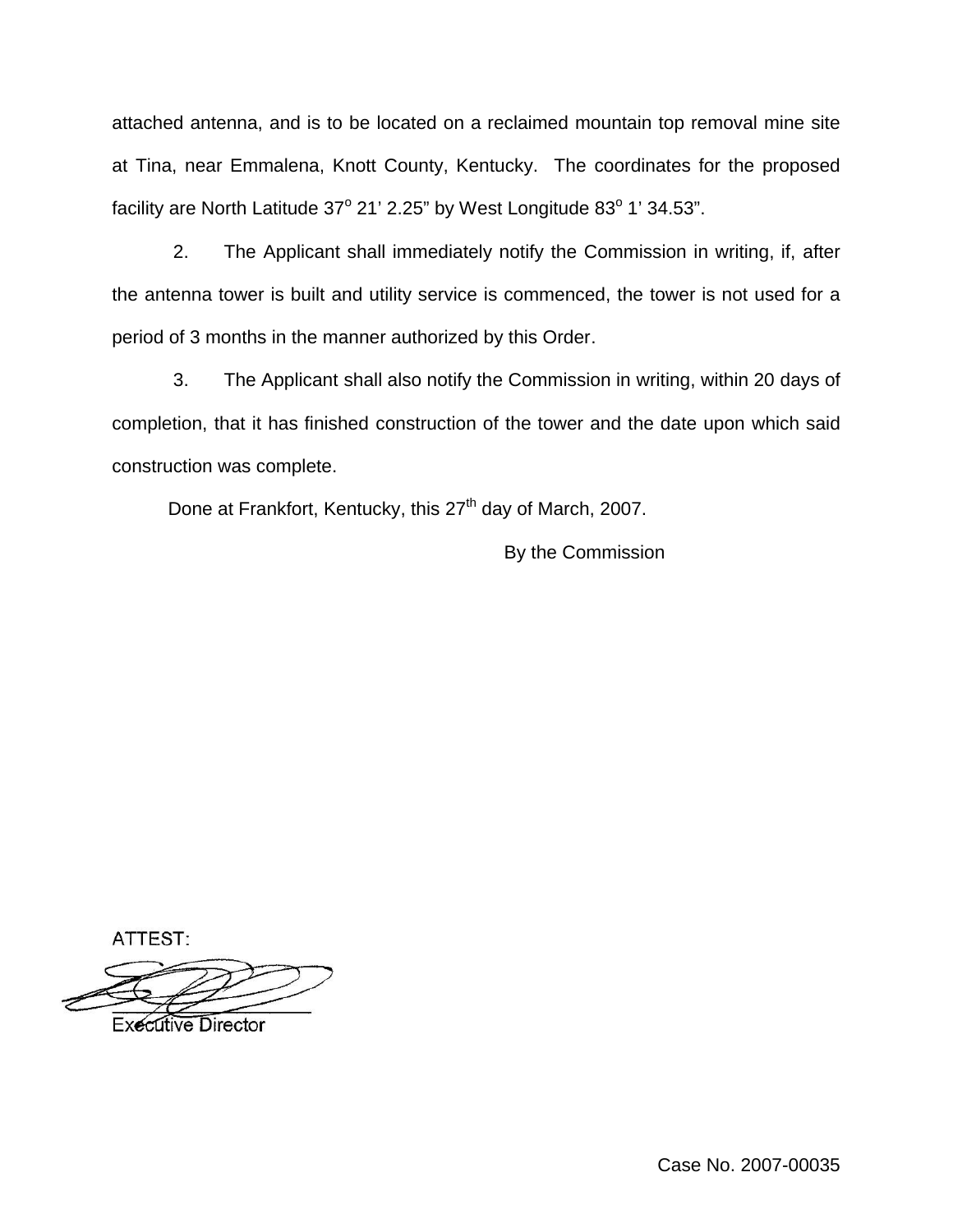attached antenna, and is to be located on a reclaimed mountain top removal mine site at Tina, near Emmalena, Knott County, Kentucky. The coordinates for the proposed facility are North Latitude 37° 21' 2.25" by West Longitude 83° 1' 34.53".

2. The Applicant shall immediately notify the Commission in writing, if, after the antenna tower is built and utility service is commenced, the tower is not used for a period of 3 months in the manner authorized by this Order.

3. The Applicant shall also notify the Commission in writing, within 20 days of completion, that it has finished construction of the tower and the date upon which said construction was complete.

Done at Frankfort, Kentucky, this 27th day of March, 2007.

By the Commission

ATTEST:

Executive Director

Case No. 2007-00035